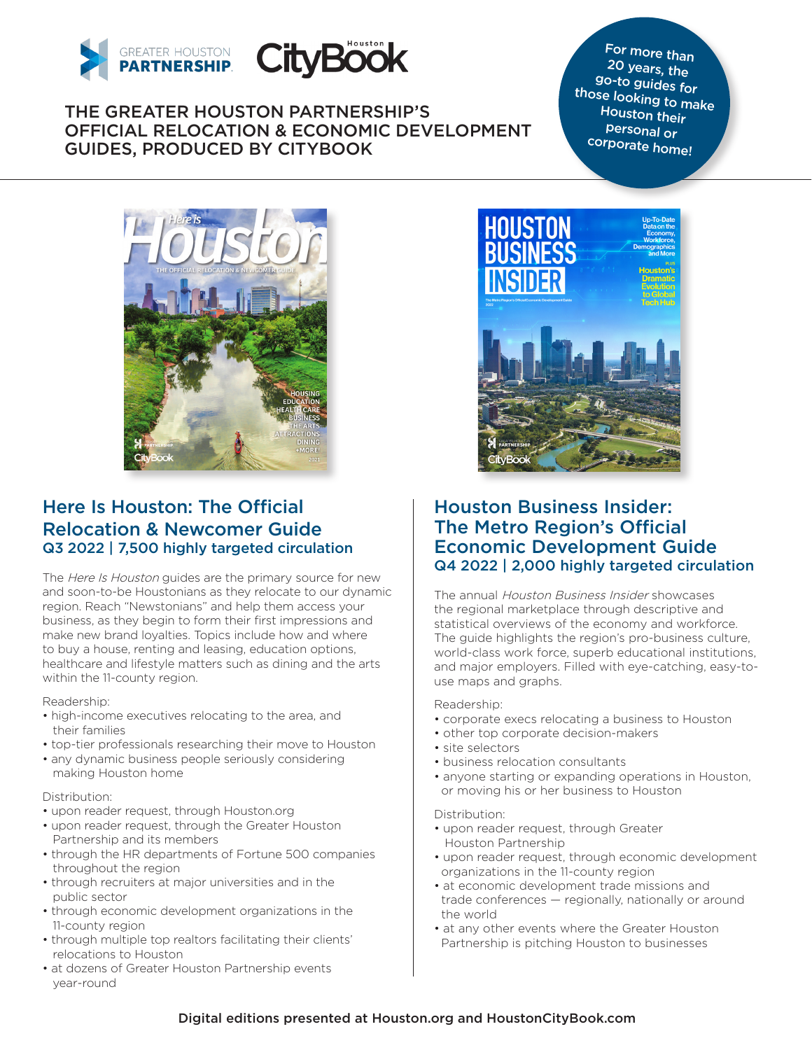GREATER HOUSTON PARTNERSHIP CityBook Houston

# THE GREATER HOUSTON PARTNERSHIP'S OFFICIAL RELOCATION & ECONOMIC DEVELOPMENT GUIDES, PRODUCED BY CITYBOOK

For more than 20 years, the go-to guides for those looking to make Houston their personal or corporate home!

## Here Is Houston: The Official Relocation & Newcomer Guide

### Q3 2022 | 7,500 highly targeted circulation

The *Here Is Houston* guides are the primary source for new and soon-to-be Houstonians as they relocate to our dynamic region. Reach "Newstonians" and help them access your business, as they begin to form their first impressions and make new brand loyalties. Topics include how and where to buy a house, renting and leasing, education options, healthcare and lifestyle matters such as dining and the arts within the 11-county region.

Readership:

- high-income executives relocating to the area, and their families
- top-tier professionals researching their move to Houston
- any dynamic business people seriously considering making Houston home

Distribution:

- upon reader request, through Houston.org
- upon reader request, through the Greater Houston Partnership and its members
- through the HR departments of Fortune 500 companies throughout the region
- through recruiters at major universities and in the public sector
- through economic development organizations in the 11-county region
- through multiple top realtors facilitating their clients' relocations to Houston
- at dozens of Greater Houston Partnership events year-round

## Houston Business Insider: The Metro Region's Official Economic Development Guide

### Q4 2022 | 2,000 highly targeted circulation

The annual *Houston Business Insider* showcases the regional marketplace through descriptive and statistical overviews of the economy and workforce. The guide highlights the region's pro-business culture, world-class work force, superb educational institutions, and major employers. Filled with eye-catching, easy-to-use maps and graphs.

Readership:

- corporate execs relocating a business to Houston
- other top corporate decision-makers
- site selectors
- business relocation consultants
- anyone starting or expanding operations in Houston, or moving his or her business to Houston

Distribution:

- upon reader request, through Greater Houston Partnership
- upon reader request, through economic development organizations in the 11-county region
- at economic development trade missions and trade conferences — regionally, nationally or around the world
- at any other events where the Greater Houston Partnership is pitching Houston to businesses

**Digital editions presented at Houston.org and HoustonCityBook.com**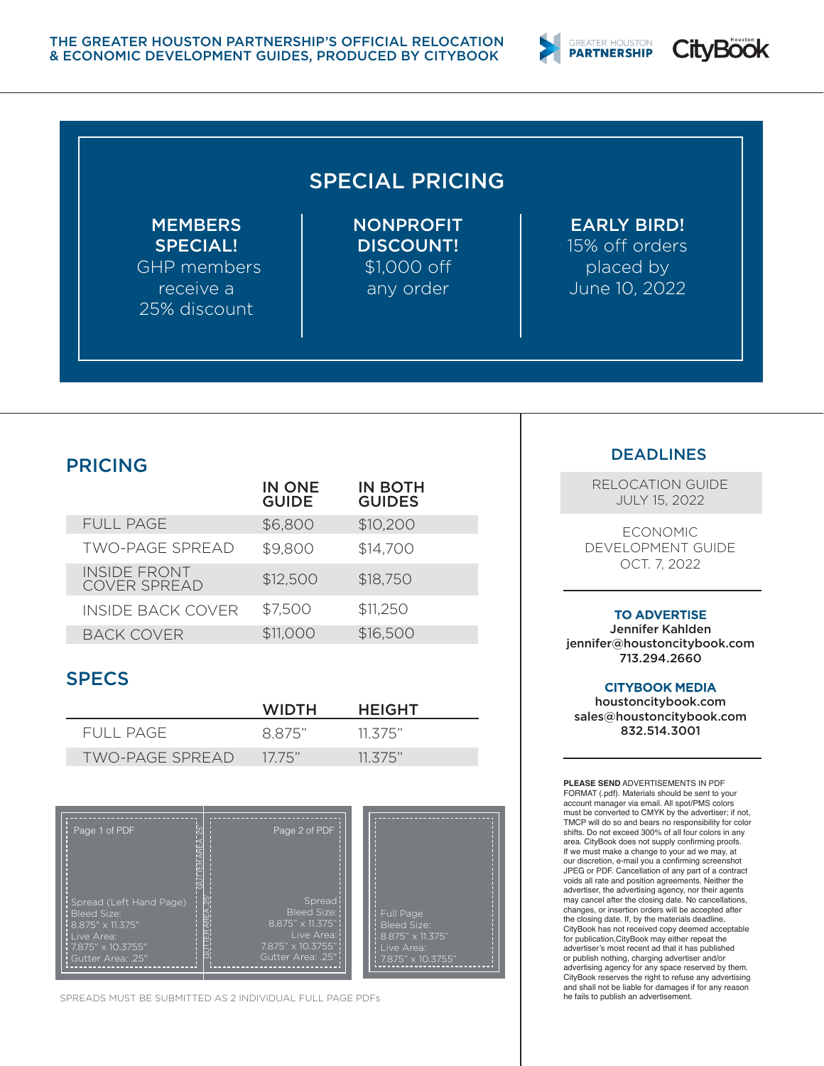THE GREATER HOUSTON PARTNERSHIP'S OFFICIAL RELOCATION & ECONOMIC DEVELOPMENT GUIDES, PRODUCED BY CITYBOOK

GREATER HOUSTON PARTNERSHIP CityBook

# SPECIAL PRICING

**MEMBERS SPECIAL!**
GHP members receive a 25% discount

**NONPROFIT DISCOUNT!**
$1,000 off any order

**EARLY BIRD!**
15% off orders placed by June 10, 2022

## PRICING

| | IN ONE GUIDE | IN BOTH GUIDES |
|---|---|---|
| FULL PAGE | $6,800 | $10,200 |
| TWO-PAGE SPREAD | $9,800 | $14,700 |
| INSIDE FRONT COVER SPREAD | $12,500 | $18,750 |
| INSIDE BACK COVER | $7,500 | $11,250 |
| BACK COVER | $11,000 | $16,500 |

## SPECS

| | WIDTH | HEIGHT |
|---|---|---|
| FULL PAGE | 8.875" | 11.375" |
| TWO-PAGE SPREAD | 17.75" | 11.375" |

Page 1 of PDF
Spread (Left Hand Page)
Bleed Size: 8.875" x 11.375"
Live Area: 7.875" x 10.3755"
Gutter Area: .25"

Page 2 of PDF
Spread
Bleed Size: 8.875" x 11.375"
Live Area: 7.875" x 10.3755"
Gutter Area: .25"

Full Page
Bleed Size: 8.875" x 11.375"
Live Area: 7.875" x 10.3755"

SPREADS MUST BE SUBMITTED AS 2 INDIVIDUAL FULL PAGE PDFs

## DEADLINES

RELOCATION GUIDE
JULY 15, 2022

ECONOMIC DEVELOPMENT GUIDE
OCT. 7, 2022

**TO ADVERTISE**
Jennifer Kahlden
jennifer@houstoncitybook.com
713.294.2660

**CITYBOOK MEDIA**
houstoncitybook.com
sales@houstoncitybook.com
832.514.3001

**PLEASE SEND** ADVERTISEMENTS IN PDF FORMAT (.pdf). Materials should be sent to your account manager via email. All spot/PMS colors must be converted to CMYK by the advertiser; if not, TMCP will do so and bears no responsibility for color shifts. Do not exceed 300% of all four colors in any area. CityBook does not supply confirming proofs. If we must make a change to your ad we may, at our discretion, e-mail you a confirming screenshot JPEG or PDF. Cancellation of any part of a contract voids all rate and position agreements. Neither the advertiser, the advertising agency, nor their agents may cancel after the closing date. No cancellations, changes, or insertion orders will be accepted after the closing date. If, by the materials deadline, CityBook has not received copy deemed acceptable for publication,CityBook may either repeat the advertiser's most recent ad that it has published or publish nothing, charging advertiser and/or advertising agency for any space reserved by them. CityBook reserves the right to refuse any advertising and shall not be liable for damages if for any reason he fails to publish an advertisement.